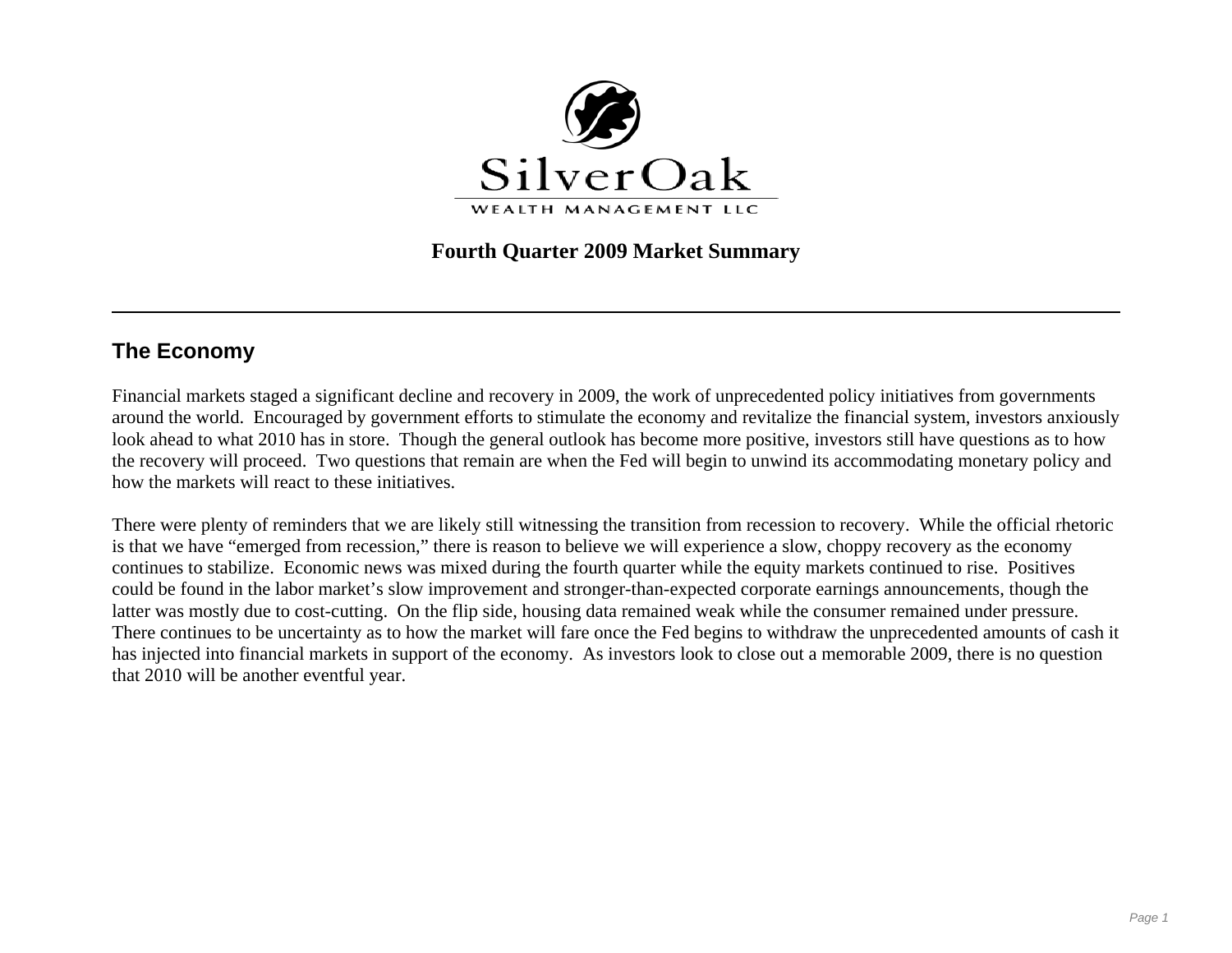SilverOak

WEALTH MANAGEMENT LLC

# Fourth Quarter 2009 Market Summary

---

## The Economy

Financial markets staged a significant decline and recovery in 2009, the work of unprecedented policy initiatives from governments around the world. Encouraged by government efforts to stimulate the economy and revitalize the financial system, investors anxiously look ahead to what 2010 has in store. Though the general outlook has become more positive, investors still have questions as to how the recovery will proceed. Two questions that remain are when the Fed will begin to unwind its accommodating monetary policy and how the markets will react to these initiatives.

There were plenty of reminders that we are likely still witnessing the transition from recession to recovery. While the official rhetoric is that we have "emerged from recession," there is reason to believe we will experience a slow, choppy recovery as the economy continues to stabilize. Economic news was mixed during the fourth quarter while the equity markets continued to rise. Positives could be found in the labor market's slow improvement and stronger-than-expected corporate earnings announcements, though the latter was mostly due to cost-cutting. On the flip side, housing data remained weak while the consumer remained under pressure. There continues to be uncertainty as to how the market will fare once the Fed begins to withdraw the unprecedented amounts of cash it has injected into financial markets in support of the economy. As investors look to close out a memorable 2009, there is no question that 2010 will be another eventful year.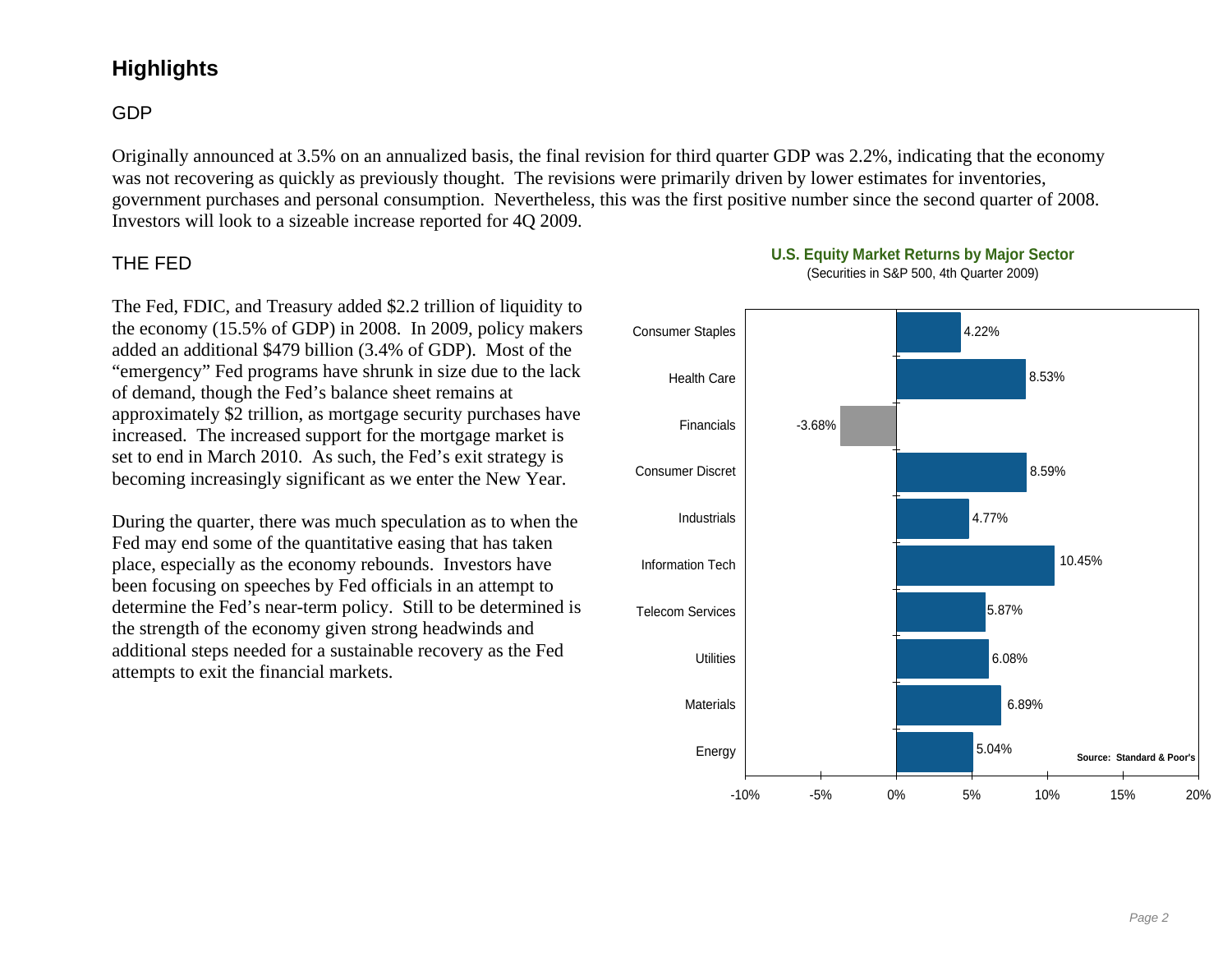# Highlights

## GDP

Originally announced at 3.5% on an annualized basis, the final revision for third quarter GDP was 2.2%, indicating that the economy was not recovering as quickly as previously thought. The revisions were primarily driven by lower estimates for inventories, government purchases and personal consumption. Nevertheless, this was the first positive number since the second quarter of 2008. Investors will look to a sizeable increase reported for 4Q 2009.

## THE FED

The Fed, FDIC, and Treasury added $2.2 trillion of liquidity to the economy (15.5% of GDP) in 2008. In 2009, policy makers added an additional $479 billion (3.4% of GDP). Most of the "emergency" Fed programs have shrunk in size due to the lack of demand, though the Fed's balance sheet remains at approximately $2 trillion, as mortgage security purchases have increased. The increased support for the mortgage market is set to end in March 2010. As such, the Fed's exit strategy is becoming increasingly significant as we enter the New Year.

During the quarter, there was much speculation as to when the Fed may end some of the quantitative easing that has taken place, especially as the economy rebounds. Investors have been focusing on speeches by Fed officials in an attempt to determine the Fed's near-term policy. Still to be determined is the strength of the economy given strong headwinds and additional steps needed for a sustainable recovery as the Fed attempts to exit the financial markets.

**U.S. Equity Market Returns by Major Sector**
(Securities in S&P 500, 4th Quarter 2009)

| Sector | Return |
|---|---|
| Consumer Staples | 4.22% |
| Health Care | 8.53% |
| Financials | -3.68% |
| Consumer Discret | 8.59% |
| Industrials | 4.77% |
| Information Tech | 10.45% |
| Telecom Services | 5.87% |
| Utilities | 6.08% |
| Materials | 6.89% |
| Energy | 5.04% |

Source: Standard & Poor's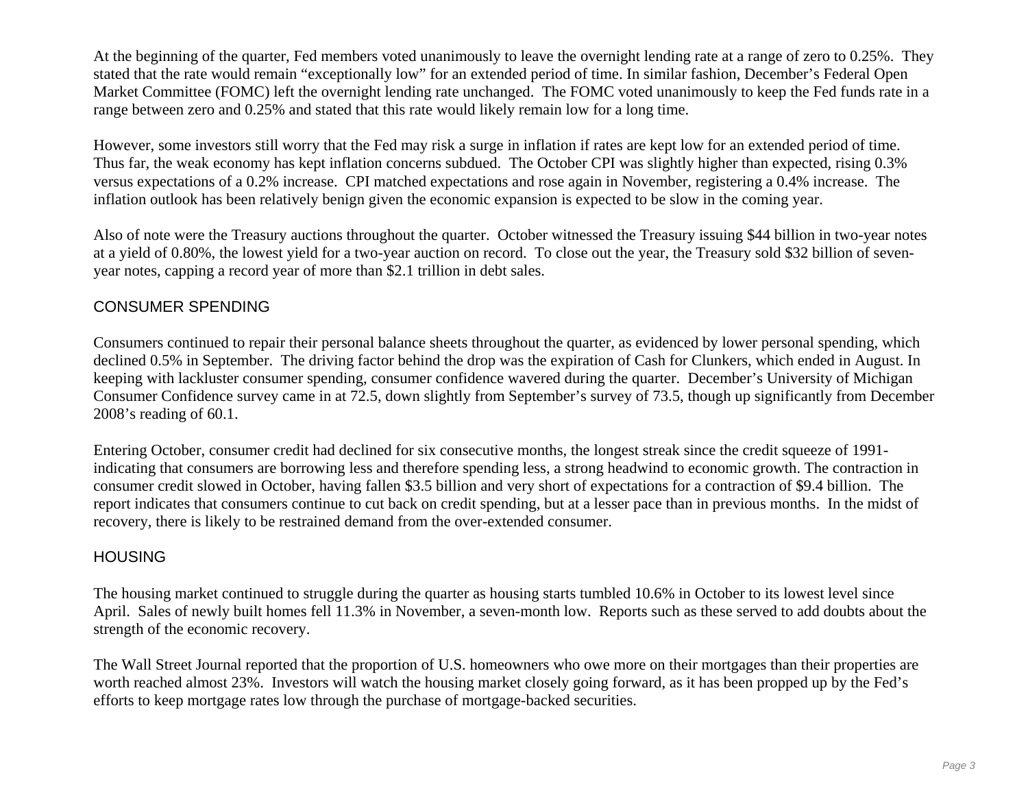At the beginning of the quarter, Fed members voted unanimously to leave the overnight lending rate at a range of zero to 0.25%. They stated that the rate would remain "exceptionally low" for an extended period of time. In similar fashion, December's Federal Open Market Committee (FOMC) left the overnight lending rate unchanged. The FOMC voted unanimously to keep the Fed funds rate in a range between zero and 0.25% and stated that this rate would likely remain low for a long time.

However, some investors still worry that the Fed may risk a surge in inflation if rates are kept low for an extended period of time. Thus far, the weak economy has kept inflation concerns subdued. The October CPI was slightly higher than expected, rising 0.3% versus expectations of a 0.2% increase. CPI matched expectations and rose again in November, registering a 0.4% increase. The inflation outlook has been relatively benign given the economic expansion is expected to be slow in the coming year.

Also of note were the Treasury auctions throughout the quarter. October witnessed the Treasury issuing $44 billion in two-year notes at a yield of 0.80%, the lowest yield for a two-year auction on record. To close out the year, the Treasury sold $32 billion of seven-year notes, capping a record year of more than $2.1 trillion in debt sales.

## CONSUMER SPENDING

Consumers continued to repair their personal balance sheets throughout the quarter, as evidenced by lower personal spending, which declined 0.5% in September. The driving factor behind the drop was the expiration of Cash for Clunkers, which ended in August. In keeping with lackluster consumer spending, consumer confidence wavered during the quarter. December's University of Michigan Consumer Confidence survey came in at 72.5, down slightly from September's survey of 73.5, though up significantly from December 2008's reading of 60.1.

Entering October, consumer credit had declined for six consecutive months, the longest streak since the credit squeeze of 1991-indicating that consumers are borrowing less and therefore spending less, a strong headwind to economic growth. The contraction in consumer credit slowed in October, having fallen $3.5 billion and very short of expectations for a contraction of $9.4 billion. The report indicates that consumers continue to cut back on credit spending, but at a lesser pace than in previous months. In the midst of recovery, there is likely to be restrained demand from the over-extended consumer.

## HOUSING

The housing market continued to struggle during the quarter as housing starts tumbled 10.6% in October to its lowest level since April. Sales of newly built homes fell 11.3% in November, a seven-month low. Reports such as these served to add doubts about the strength of the economic recovery.

The Wall Street Journal reported that the proportion of U.S. homeowners who owe more on their mortgages than their properties are worth reached almost 23%. Investors will watch the housing market closely going forward, as it has been propped up by the Fed's efforts to keep mortgage rates low through the purchase of mortgage-backed securities.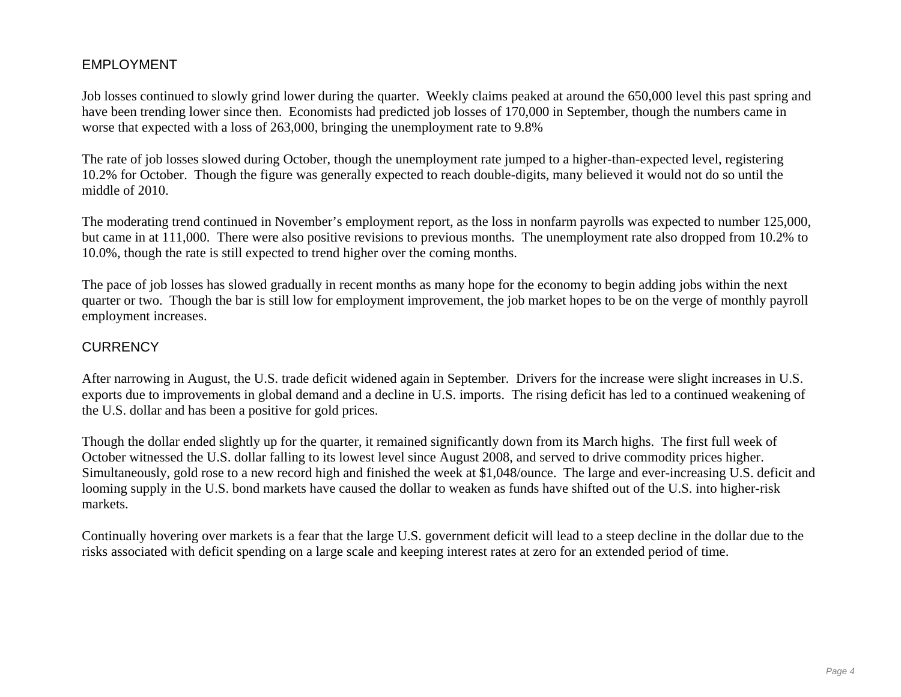## EMPLOYMENT

Job losses continued to slowly grind lower during the quarter. Weekly claims peaked at around the 650,000 level this past spring and have been trending lower since then. Economists had predicted job losses of 170,000 in September, though the numbers came in worse that expected with a loss of 263,000, bringing the unemployment rate to 9.8%

The rate of job losses slowed during October, though the unemployment rate jumped to a higher-than-expected level, registering 10.2% for October. Though the figure was generally expected to reach double-digits, many believed it would not do so until the middle of 2010.

The moderating trend continued in November's employment report, as the loss in nonfarm payrolls was expected to number 125,000, but came in at 111,000. There were also positive revisions to previous months. The unemployment rate also dropped from 10.2% to 10.0%, though the rate is still expected to trend higher over the coming months.

The pace of job losses has slowed gradually in recent months as many hope for the economy to begin adding jobs within the next quarter or two. Though the bar is still low for employment improvement, the job market hopes to be on the verge of monthly payroll employment increases.

## CURRENCY

After narrowing in August, the U.S. trade deficit widened again in September. Drivers for the increase were slight increases in U.S. exports due to improvements in global demand and a decline in U.S. imports. The rising deficit has led to a continued weakening of the U.S. dollar and has been a positive for gold prices.

Though the dollar ended slightly up for the quarter, it remained significantly down from its March highs. The first full week of October witnessed the U.S. dollar falling to its lowest level since August 2008, and served to drive commodity prices higher. Simultaneously, gold rose to a new record high and finished the week at $1,048/ounce. The large and ever-increasing U.S. deficit and looming supply in the U.S. bond markets have caused the dollar to weaken as funds have shifted out of the U.S. into higher-risk markets.

Continually hovering over markets is a fear that the large U.S. government deficit will lead to a steep decline in the dollar due to the risks associated with deficit spending on a large scale and keeping interest rates at zero for an extended period of time.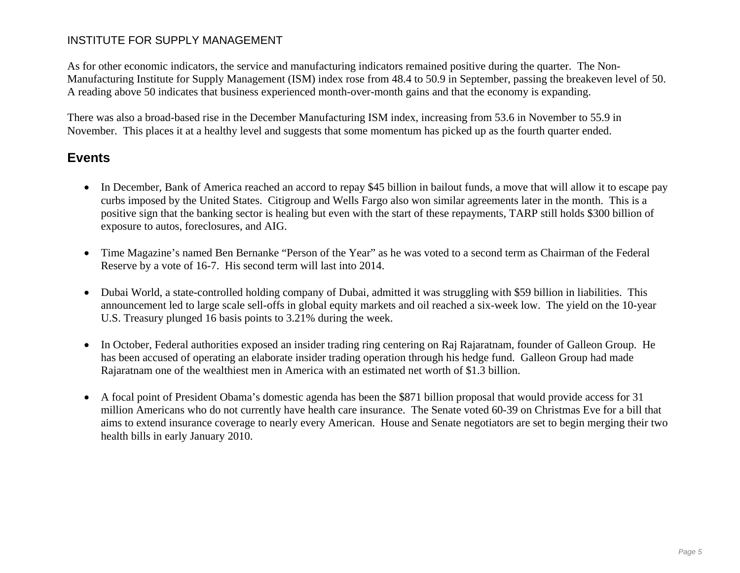INSTITUTE FOR SUPPLY MANAGEMENT

As for other economic indicators, the service and manufacturing indicators remained positive during the quarter. The Non-Manufacturing Institute for Supply Management (ISM) index rose from 48.4 to 50.9 in September, passing the breakeven level of 50. A reading above 50 indicates that business experienced month-over-month gains and that the economy is expanding.

There was also a broad-based rise in the December Manufacturing ISM index, increasing from 53.6 in November to 55.9 in November. This places it at a healthy level and suggests that some momentum has picked up as the fourth quarter ended.

## Events

- In December, Bank of America reached an accord to repay $45 billion in bailout funds, a move that will allow it to escape pay curbs imposed by the United States. Citigroup and Wells Fargo also won similar agreements later in the month. This is a positive sign that the banking sector is healing but even with the start of these repayments, TARP still holds $300 billion of exposure to autos, foreclosures, and AIG.

- Time Magazine's named Ben Bernanke "Person of the Year" as he was voted to a second term as Chairman of the Federal Reserve by a vote of 16-7. His second term will last into 2014.

- Dubai World, a state-controlled holding company of Dubai, admitted it was struggling with $59 billion in liabilities. This announcement led to large scale sell-offs in global equity markets and oil reached a six-week low. The yield on the 10-year U.S. Treasury plunged 16 basis points to 3.21% during the week.

- In October, Federal authorities exposed an insider trading ring centering on Raj Rajaratnam, founder of Galleon Group. He has been accused of operating an elaborate insider trading operation through his hedge fund. Galleon Group had made Rajaratnam one of the wealthiest men in America with an estimated net worth of $1.3 billion.

- A focal point of President Obama's domestic agenda has been the $871 billion proposal that would provide access for 31 million Americans who do not currently have health care insurance. The Senate voted 60-39 on Christmas Eve for a bill that aims to extend insurance coverage to nearly every American. House and Senate negotiators are set to begin merging their two health bills in early January 2010.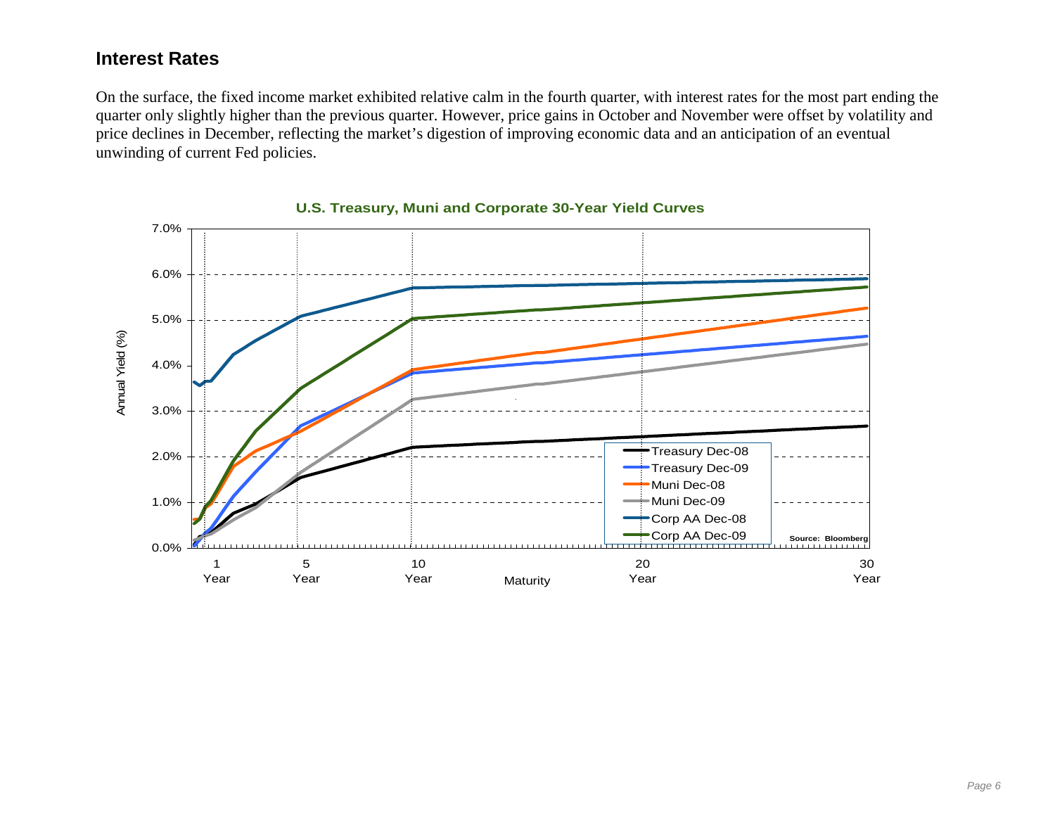## Interest Rates

On the surface, the fixed income market exhibited relative calm in the fourth quarter, with interest rates for the most part ending the quarter only slightly higher than the previous quarter. However, price gains in October and November were offset by volatility and price declines in December, reflecting the market's digestion of improving economic data and an anticipation of an eventual unwinding of current Fed policies.

**U.S. Treasury, Muni and Corporate 30-Year Yield Curves**

Source: Bloomberg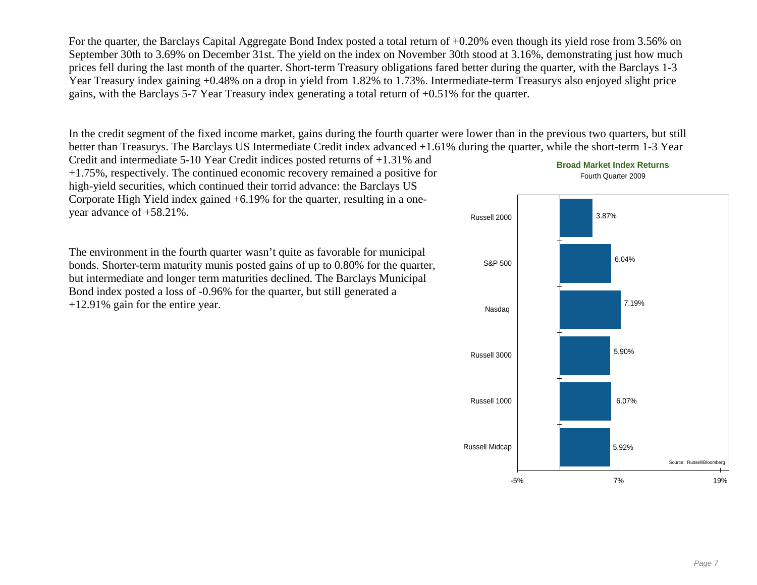For the quarter, the Barclays Capital Aggregate Bond Index posted a total return of +0.20% even though its yield rose from 3.56% on September 30th to 3.69% on December 31st. The yield on the index on November 30th stood at 3.16%, demonstrating just how much prices fell during the last month of the quarter. Short-term Treasury obligations fared better during the quarter, with the Barclays 1-3 Year Treasury index gaining +0.48% on a drop in yield from 1.82% to 1.73%. Intermediate-term Treasurys also enjoyed slight price gains, with the Barclays 5-7 Year Treasury index generating a total return of +0.51% for the quarter.

In the credit segment of the fixed income market, gains during the fourth quarter were lower than in the previous two quarters, but still better than Treasurys. The Barclays US Intermediate Credit index advanced +1.61% during the quarter, while the short-term 1-3 Year Credit and intermediate 5-10 Year Credit indices posted returns of +1.31% and +1.75%, respectively. The continued economic recovery remained a positive for high-yield securities, which continued their torrid advance: the Barclays US Corporate High Yield index gained +6.19% for the quarter, resulting in a one-year advance of +58.21%.

The environment in the fourth quarter wasn't quite as favorable for municipal bonds. Shorter-term maturity munis posted gains of up to 0.80% for the quarter, but intermediate and longer term maturities declined. The Barclays Municipal Bond index posted a loss of -0.96% for the quarter, but still generated a +12.91% gain for the entire year.

**Broad Market Index Returns**

Fourth Quarter 2009

| Index | Return |
|---|---|
| Russell 2000 | 3.87% |
| S&P 500 | 6.04% |
| Nasdaq | 7.19% |
| Russell 3000 | 5.90% |
| Russell 1000 | 6.07% |
| Russell Midcap | 5.92% |

Source: Russell/Bloomberg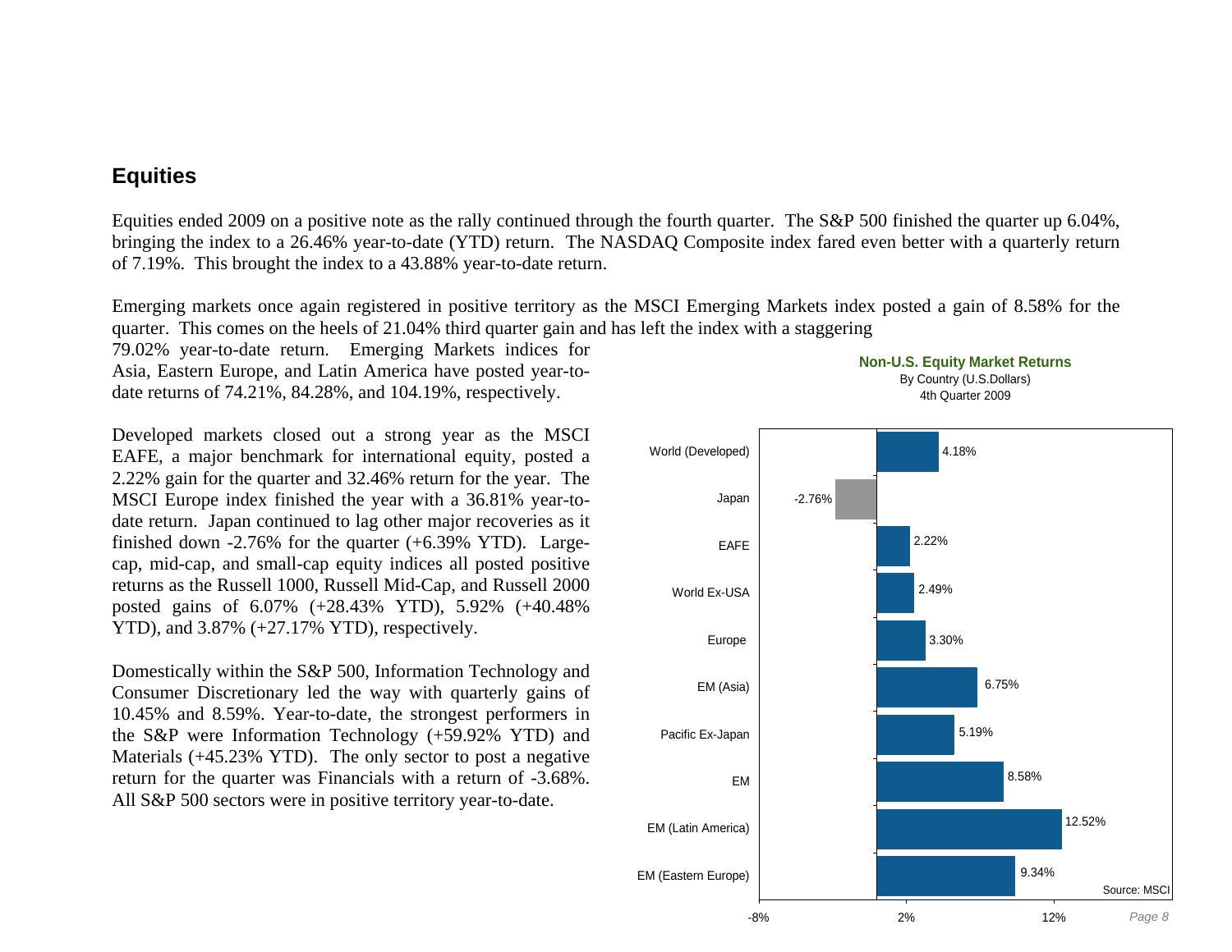## Equities

Equities ended 2009 on a positive note as the rally continued through the fourth quarter. The S&P 500 finished the quarter up 6.04%, bringing the index to a 26.46% year-to-date (YTD) return. The NASDAQ Composite index fared even better with a quarterly return of 7.19%. This brought the index to a 43.88% year-to-date return.

Emerging markets once again registered in positive territory as the MSCI Emerging Markets index posted a gain of 8.58% for the quarter. This comes on the heels of 21.04% third quarter gain and has left the index with a staggering 79.02% year-to-date return. Emerging Markets indices for Asia, Eastern Europe, and Latin America have posted year-to-date returns of 74.21%, 84.28%, and 104.19%, respectively.

Developed markets closed out a strong year as the MSCI EAFE, a major benchmark for international equity, posted a 2.22% gain for the quarter and 32.46% return for the year. The MSCI Europe index finished the year with a 36.81% year-to-date return. Japan continued to lag other major recoveries as it finished down -2.76% for the quarter (+6.39% YTD). Large-cap, mid-cap, and small-cap equity indices all posted positive returns as the Russell 1000, Russell Mid-Cap, and Russell 2000 posted gains of 6.07% (+28.43% YTD), 5.92% (+40.48% YTD), and 3.87% (+27.17% YTD), respectively.

Domestically within the S&P 500, Information Technology and Consumer Discretionary led the way with quarterly gains of 10.45% and 8.59%. Year-to-date, the strongest performers in the S&P were Information Technology (+59.92% YTD) and Materials (+45.23% YTD). The only sector to post a negative return for the quarter was Financials with a return of -3.68%. All S&P 500 sectors were in positive territory year-to-date.

**Non-U.S. Equity Market Returns**
By Country (U.S.Dollars)
4th Quarter 2009

World (Developed) 4.18%
Japan -2.76%
EAFE 2.22%
World Ex-USA 2.49%
Europe 3.30%
EM (Asia) 6.75%
Pacific Ex-Japan 5.19%
EM 8.58%
EM (Latin America) 12.52%
EM (Eastern Europe) 9.34%

-8% 2% 12%

Source: MSCI